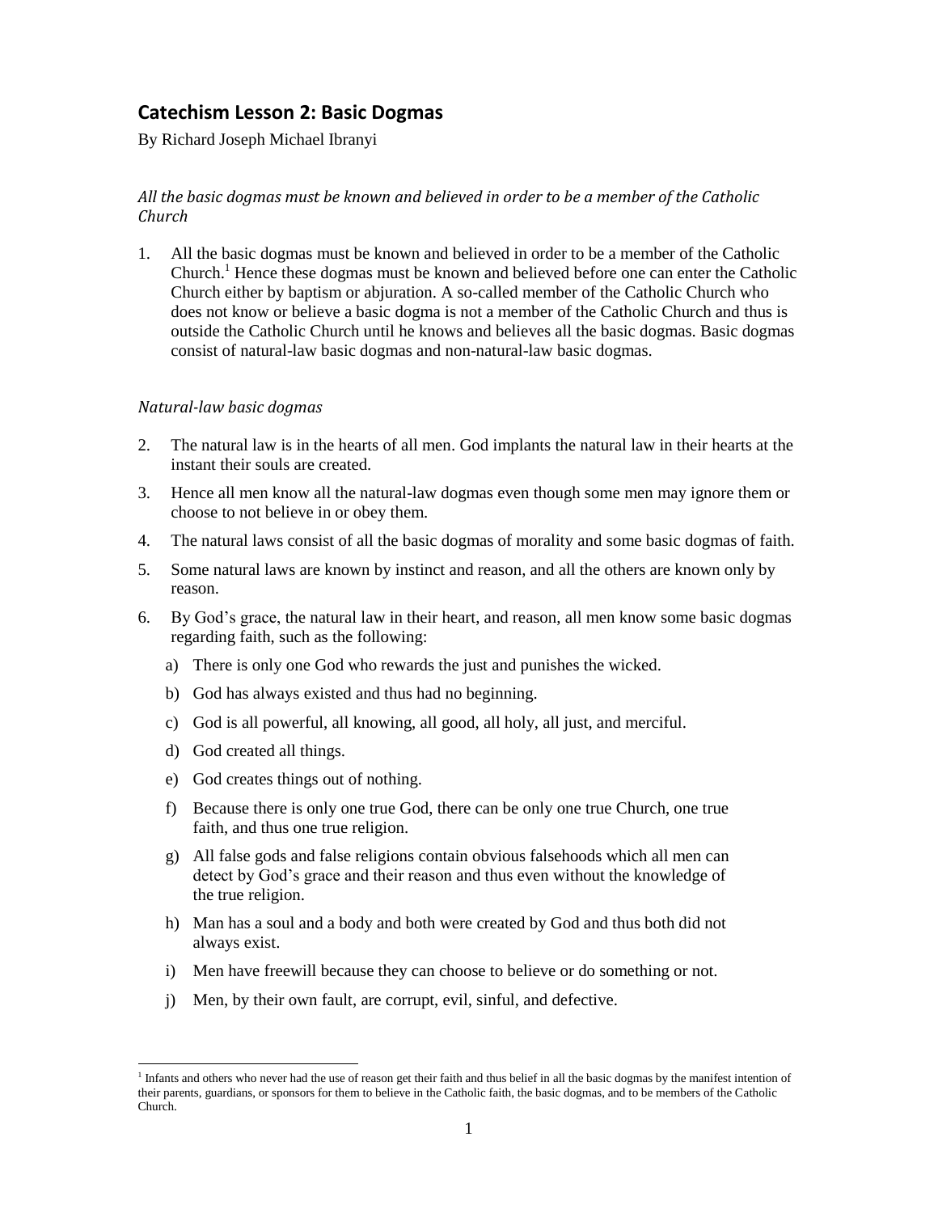## Catechism Lesson 2: Basic Dogmas

By Richard Joseph Michael Ibranyi

*All the basic dogmas must be known and believed in order to be a member of the Catholic Church*

1. All the basic dogmas must be known and believed in order to be a member of the Catholic Church.[1] Hence these dogmas must be known and believed before one can enter the Catholic Church either by baptism or abjuration. A so-called member of the Catholic Church who does not know or believe a basic dogma is not a member of the Catholic Church and thus is outside the Catholic Church until he knows and believes all the basic dogmas. Basic dogmas consist of natural-law basic dogmas and non-natural-law basic dogmas.

*Natural-law basic dogmas*

2. The natural law is in the hearts of all men. God implants the natural law in their hearts at the instant their souls are created.
3. Hence all men know all the natural-law dogmas even though some men may ignore them or choose to not believe in or obey them.
4. The natural laws consist of all the basic dogmas of morality and some basic dogmas of faith.
5. Some natural laws are known by instinct and reason, and all the others are known only by reason.
6. By God's grace, the natural law in their heart, and reason, all men know some basic dogmas regarding faith, such as the following:
   a) There is only one God who rewards the just and punishes the wicked.
   b) God has always existed and thus had no beginning.
   c) God is all powerful, all knowing, all good, all holy, all just, and merciful.
   d) God created all things.
   e) God creates things out of nothing.
   f) Because there is only one true God, there can be only one true Church, one true faith, and thus one true religion.
   g) All false gods and false religions contain obvious falsehoods which all men can detect by God's grace and their reason and thus even without the knowledge of the true religion.
   h) Man has a soul and a body and both were created by God and thus both did not always exist.
   i) Men have freewill because they can choose to believe or do something or not.
   j) Men, by their own fault, are corrupt, evil, sinful, and defective.

[1] Infants and others who never had the use of reason get their faith and thus belief in all the basic dogmas by the manifest intention of their parents, guardians, or sponsors for them to believe in the Catholic faith, the basic dogmas, and to be members of the Catholic Church.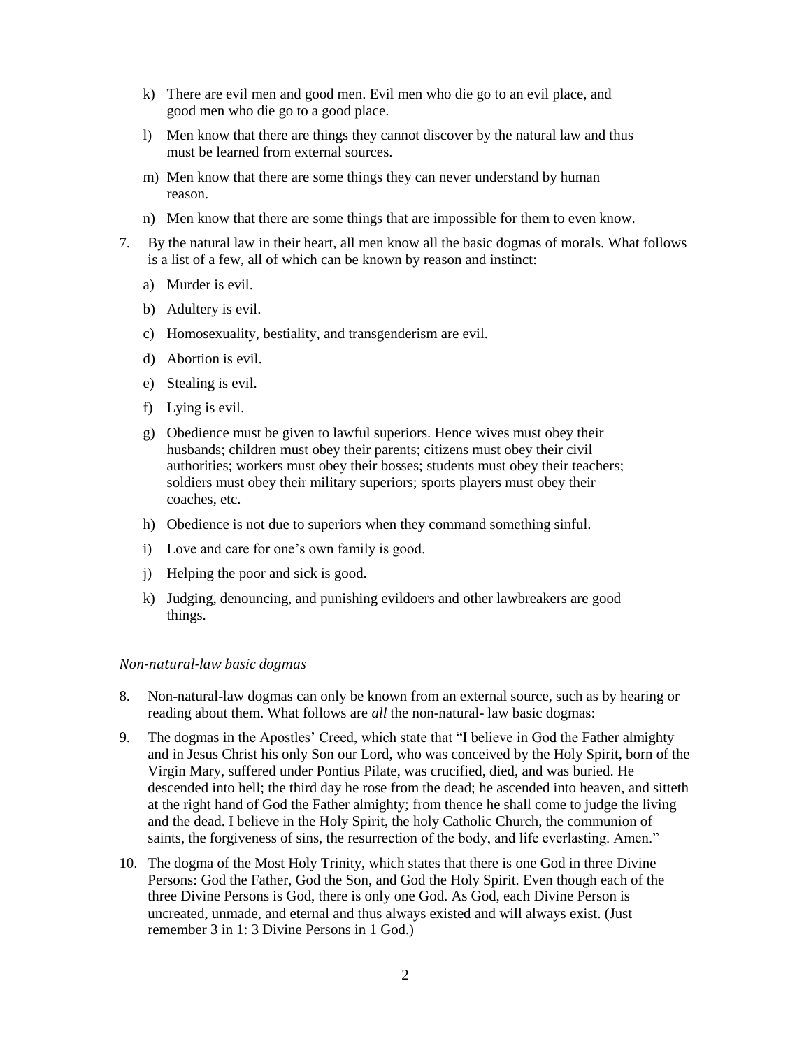k) There are evil men and good men. Evil men who die go to an evil place, and good men who die go to a good place.

l) Men know that there are things they cannot discover by the natural law and thus must be learned from external sources.

m) Men know that there are some things they can never understand by human reason.

n) Men know that there are some things that are impossible for them to even know.

7. By the natural law in their heart, all men know all the basic dogmas of morals. What follows is a list of a few, all of which can be known by reason and instinct:

   a) Murder is evil.

   b) Adultery is evil.

   c) Homosexuality, bestiality, and transgenderism are evil.

   d) Abortion is evil.

   e) Stealing is evil.

   f) Lying is evil.

   g) Obedience must be given to lawful superiors. Hence wives must obey their husbands; children must obey their parents; citizens must obey their civil authorities; workers must obey their bosses; students must obey their teachers; soldiers must obey their military superiors; sports players must obey their coaches, etc.

   h) Obedience is not due to superiors when they command something sinful.

   i) Love and care for one's own family is good.

   j) Helping the poor and sick is good.

   k) Judging, denouncing, and punishing evildoers and other lawbreakers are good things.

*Non-natural-law basic dogmas*

8. Non-natural-law dogmas can only be known from an external source, such as by hearing or reading about them. What follows are *all* the non-natural- law basic dogmas:

9. The dogmas in the Apostles' Creed, which state that "I believe in God the Father almighty and in Jesus Christ his only Son our Lord, who was conceived by the Holy Spirit, born of the Virgin Mary, suffered under Pontius Pilate, was crucified, died, and was buried. He descended into hell; the third day he rose from the dead; he ascended into heaven, and sitteth at the right hand of God the Father almighty; from thence he shall come to judge the living and the dead. I believe in the Holy Spirit, the holy Catholic Church, the communion of saints, the forgiveness of sins, the resurrection of the body, and life everlasting. Amen."

10. The dogma of the Most Holy Trinity, which states that there is one God in three Divine Persons: God the Father, God the Son, and God the Holy Spirit. Even though each of the three Divine Persons is God, there is only one God. As God, each Divine Person is uncreated, unmade, and eternal and thus always existed and will always exist. (Just remember 3 in 1: 3 Divine Persons in 1 God.)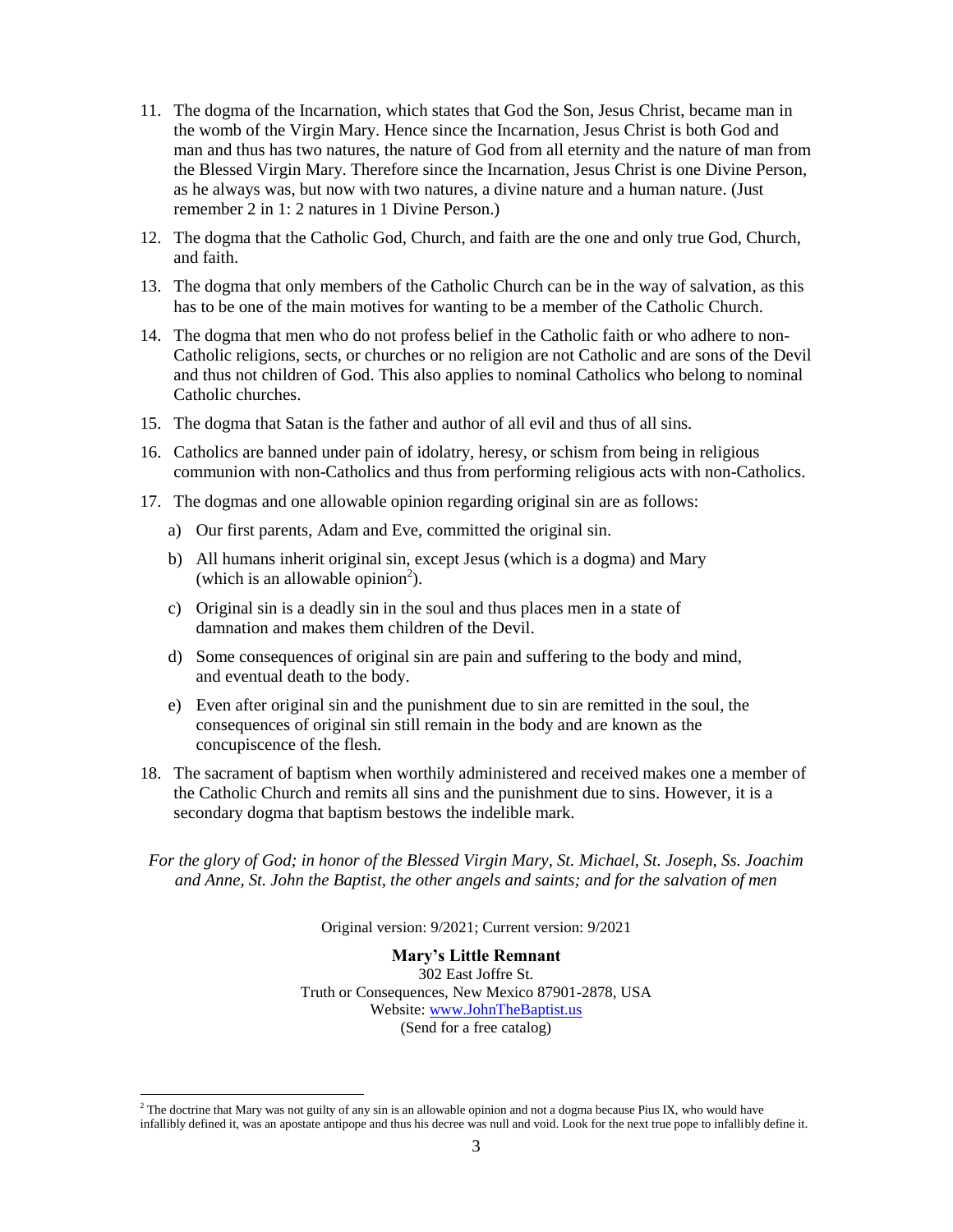11. The dogma of the Incarnation, which states that God the Son, Jesus Christ, became man in the womb of the Virgin Mary. Hence since the Incarnation, Jesus Christ is both God and man and thus has two natures, the nature of God from all eternity and the nature of man from the Blessed Virgin Mary. Therefore since the Incarnation, Jesus Christ is one Divine Person, as he always was, but now with two natures, a divine nature and a human nature. (Just remember 2 in 1: 2 natures in 1 Divine Person.)
12. The dogma that the Catholic God, Church, and faith are the one and only true God, Church, and faith.
13. The dogma that only members of the Catholic Church can be in the way of salvation, as this has to be one of the main motives for wanting to be a member of the Catholic Church.
14. The dogma that men who do not profess belief in the Catholic faith or who adhere to non-Catholic religions, sects, or churches or no religion are not Catholic and are sons of the Devil and thus not children of God. This also applies to nominal Catholics who belong to nominal Catholic churches.
15. The dogma that Satan is the father and author of all evil and thus of all sins.
16. Catholics are banned under pain of idolatry, heresy, or schism from being in religious communion with non-Catholics and thus from performing religious acts with non-Catholics.
17. The dogmas and one allowable opinion regarding original sin are as follows:
    a) Our first parents, Adam and Eve, committed the original sin.
    b) All humans inherit original sin, except Jesus (which is a dogma) and Mary (which is an allowable opinion[2]).
    c) Original sin is a deadly sin in the soul and thus places men in a state of damnation and makes them children of the Devil.
    d) Some consequences of original sin are pain and suffering to the body and mind, and eventual death to the body.
    e) Even after original sin and the punishment due to sin are remitted in the soul, the consequences of original sin still remain in the body and are known as the concupiscence of the flesh.
18. The sacrament of baptism when worthily administered and received makes one a member of the Catholic Church and remits all sins and the punishment due to sins. However, it is a secondary dogma that baptism bestows the indelible mark.

*For the glory of God; in honor of the Blessed Virgin Mary, St. Michael, St. Joseph, Ss. Joachim and Anne, St. John the Baptist, the other angels and saints; and for the salvation of men*

Original version: 9/2021; Current version: 9/2021

**Mary's Little Remnant**
302 East Joffre St.
Truth or Consequences, New Mexico 87901-2878, USA
Website: www.JohnTheBaptist.us
(Send for a free catalog)

[2] The doctrine that Mary was not guilty of any sin is an allowable opinion and not a dogma because Pius IX, who would have infallibly defined it, was an apostate antipope and thus his decree was null and void. Look for the next true pope to infallibly define it.